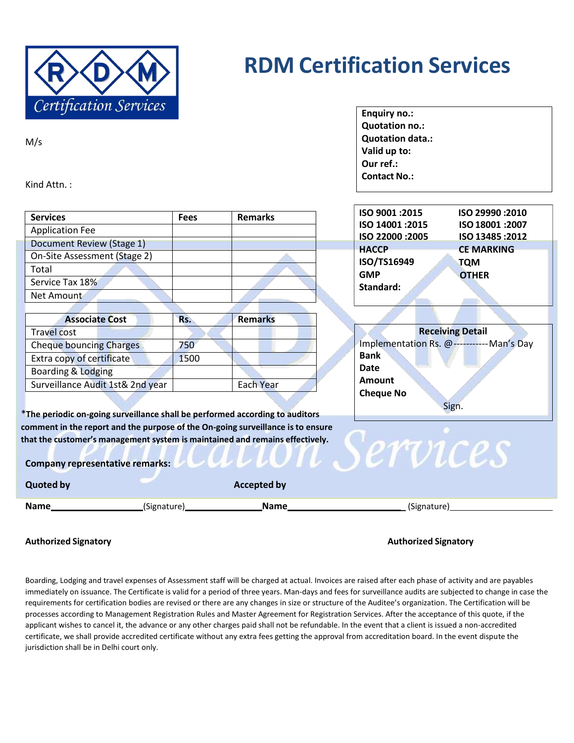# RDM Certification Services

M/s

Kind Attn. :

**Enquiry no.:**
**Quotation no.:**
**Quotation data.:**
**Valid up to:**
**Our ref.:**
**Contact No.:**

| Services | Fees | Remarks |
|---|---|---|
| Application Fee | | |
| Document Review (Stage 1) | | |
| On-Site Assessment (Stage 2) | | |
| Total | | |
| Service Tax 18% | | |
| Net Amount | | |

| | |
|---|---|
| **ISO 9001 :2015** | **ISO 29990 :2010** |
| **ISO 14001 :2015** | **ISO 18001 :2007** |
| **ISO 22000 :2005** | **ISO 13485 :2012** |
| **HACCP** | **CE MARKING** |
| **ISO/TS16949** | **TQM** |
| **GMP** | **OTHER** |
| **Standard:** | |

| Associate Cost | Rs. | Remarks |
|---|---|---|
| Travel cost | | |
| Cheque bouncing Charges | 750 | |
| Extra copy of certificate | 1500 | |
| Boarding & Lodging | | |
| Surveillance Audit 1st& 2nd year | | Each Year |

**Receiving Detail**

Implementation Rs. @-----------Man's Day
**Bank**
**Date**
**Amount**
**Cheque No**

Sign.

***The periodic on-going surveillance shall be performed according to auditors comment in the report and the purpose of the On-going surveillance is to ensure that the customer's management system is maintained and remains effectively.**

**Company representative remarks:**

**Quoted by** **Accepted by**

**Name**__________________(Signature)_______________ **Name**________________________ (Signature)________________________

**Authorized Signatory** **Authorized Signatory**

Boarding, Lodging and travel expenses of Assessment staff will be charged at actual. Invoices are raised after each phase of activity and are payables immediately on issuance. The Certificate is valid for a period of three years. Man-days and fees for surveillance audits are subjected to change in case the requirements for certification bodies are revised or there are any changes in size or structure of the Auditee's organization. The Certification will be processes according to Management Registration Rules and Master Agreement for Registration Services. After the acceptance of this quote, if the applicant wishes to cancel it, the advance or any other charges paid shall not be refundable. In the event that a client is issued a non-accredited certificate, we shall provide accredited certificate without any extra fees getting the approval from accreditation board. In the event dispute the jurisdiction shall be in Delhi court only.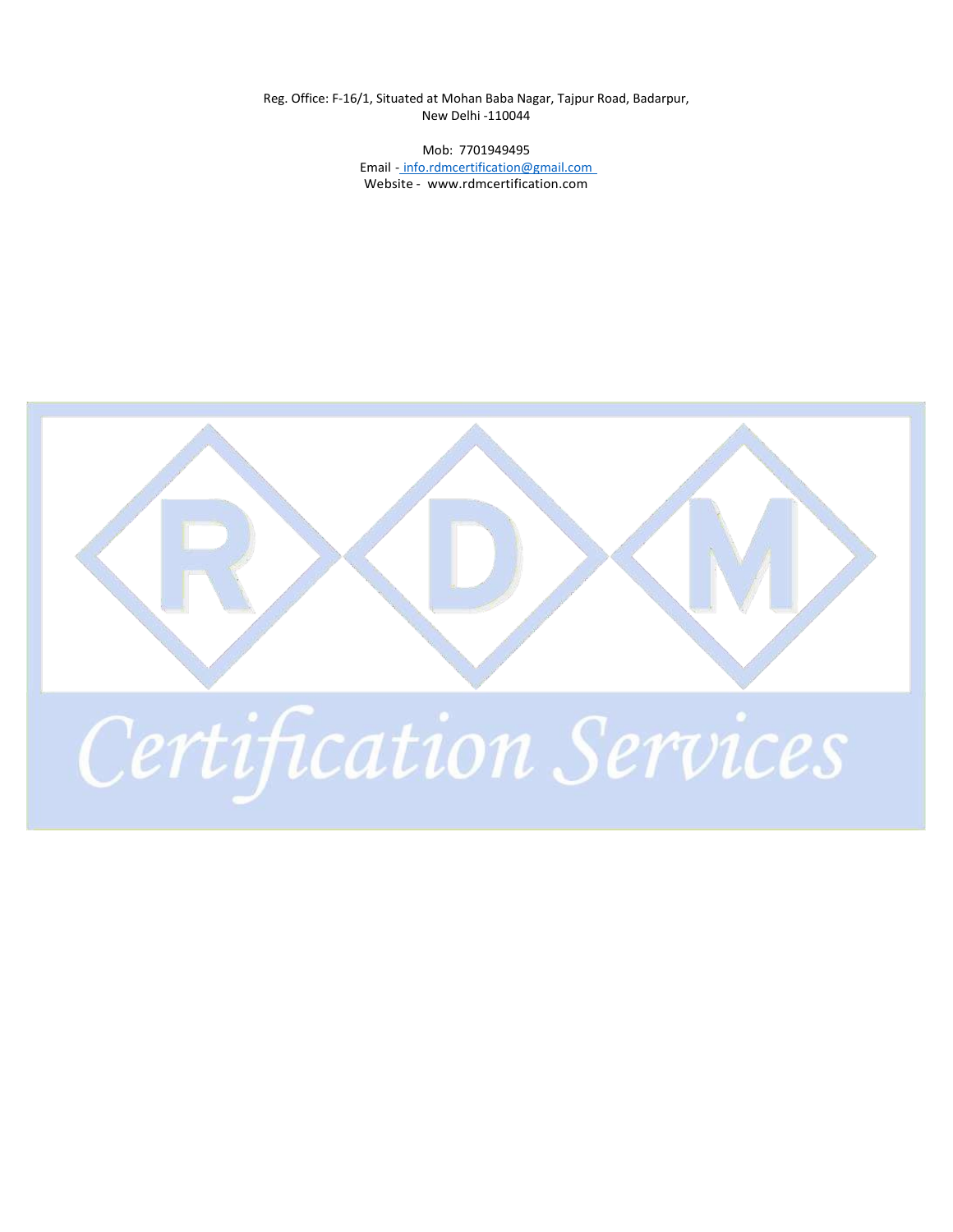Reg. Office: F-16/1, Situated at Mohan Baba Nagar, Tajpur Road, Badarpur, New Delhi -110044

Mob: 7701949495
Email - info.rdmcertification@gmail.com
Website - www.rdmcertification.com